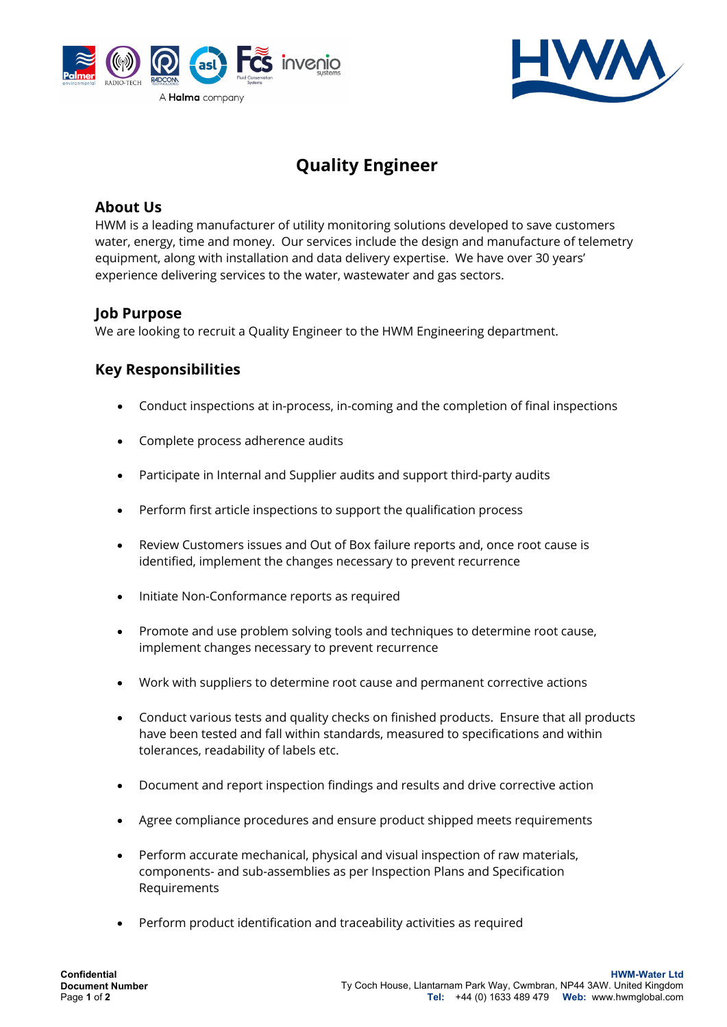# Quality Engineer

## About Us

HWM is a leading manufacturer of utility monitoring solutions developed to save customers water, energy, time and money. Our services include the design and manufacture of telemetry equipment, along with installation and data delivery expertise. We have over 30 years' experience delivering services to the water, wastewater and gas sectors.

## Job Purpose

We are looking to recruit a Quality Engineer to the HWM Engineering department.

## Key Responsibilities

- Conduct inspections at in-process, in-coming and the completion of final inspections
- Complete process adherence audits
- Participate in Internal and Supplier audits and support third-party audits
- Perform first article inspections to support the qualification process
- Review Customers issues and Out of Box failure reports and, once root cause is identified, implement the changes necessary to prevent recurrence
- Initiate Non-Conformance reports as required
- Promote and use problem solving tools and techniques to determine root cause, implement changes necessary to prevent recurrence
- Work with suppliers to determine root cause and permanent corrective actions
- Conduct various tests and quality checks on finished products. Ensure that all products have been tested and fall within standards, measured to specifications and within tolerances, readability of labels etc.
- Document and report inspection findings and results and drive corrective action
- Agree compliance procedures and ensure product shipped meets requirements
- Perform accurate mechanical, physical and visual inspection of raw materials, components- and sub-assemblies as per Inspection Plans and Specification Requirements
- Perform product identification and traceability activities as required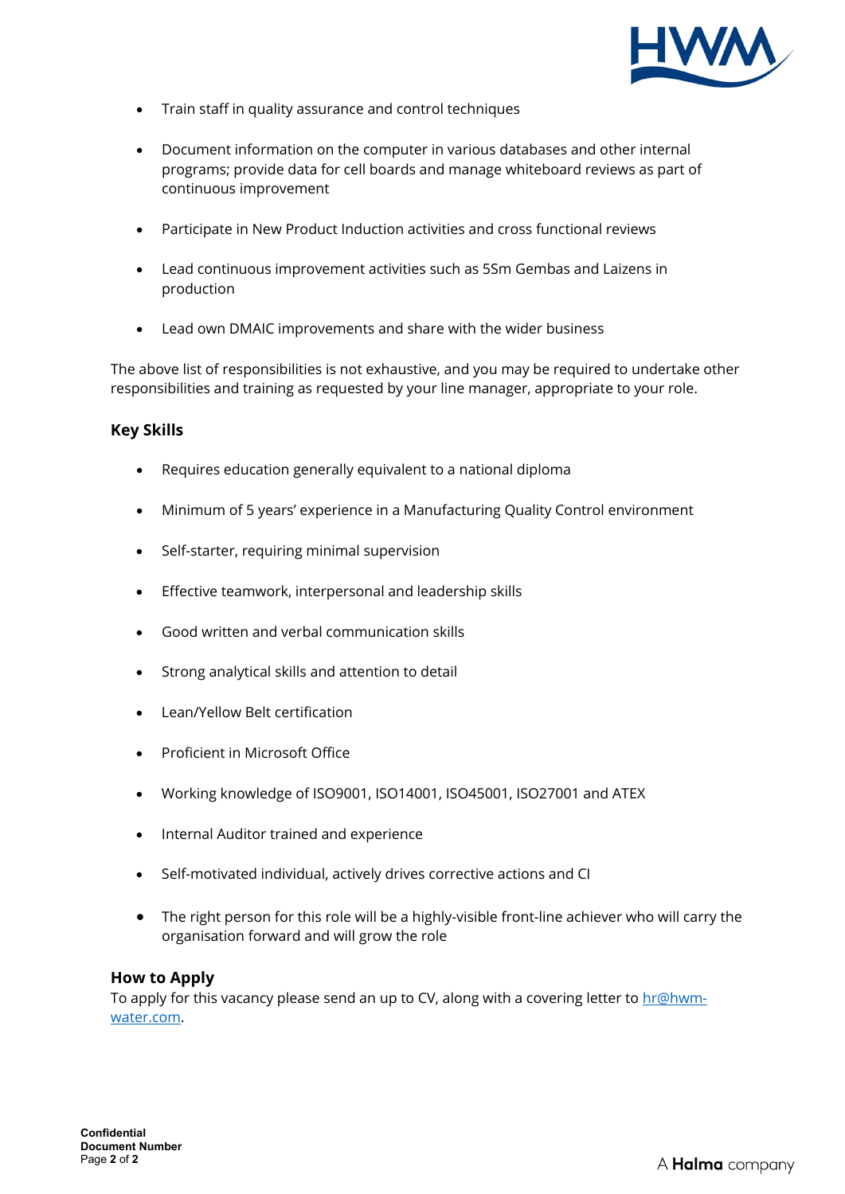- Train staff in quality assurance and control techniques
- Document information on the computer in various databases and other internal programs; provide data for cell boards and manage whiteboard reviews as part of continuous improvement
- Participate in New Product Induction activities and cross functional reviews
- Lead continuous improvement activities such as 5Sm Gembas and Laizens in production
- Lead own DMAIC improvements and share with the wider business

The above list of responsibilities is not exhaustive, and you may be required to undertake other responsibilities and training as requested by your line manager, appropriate to your role.

### Key Skills

- Requires education generally equivalent to a national diploma
- Minimum of 5 years' experience in a Manufacturing Quality Control environment
- Self-starter, requiring minimal supervision
- Effective teamwork, interpersonal and leadership skills
- Good written and verbal communication skills
- Strong analytical skills and attention to detail
- Lean/Yellow Belt certification
- Proficient in Microsoft Office
- Working knowledge of ISO9001, ISO14001, ISO45001, ISO27001 and ATEX
- Internal Auditor trained and experience
- Self-motivated individual, actively drives corrective actions and CI
- The right person for this role will be a highly-visible front-line achiever who will carry the organisation forward and will grow the role

### How to Apply

To apply for this vacancy please send an up to CV, along with a covering letter to hr@hwm-water.com.

**Confidential**
**Document Number**